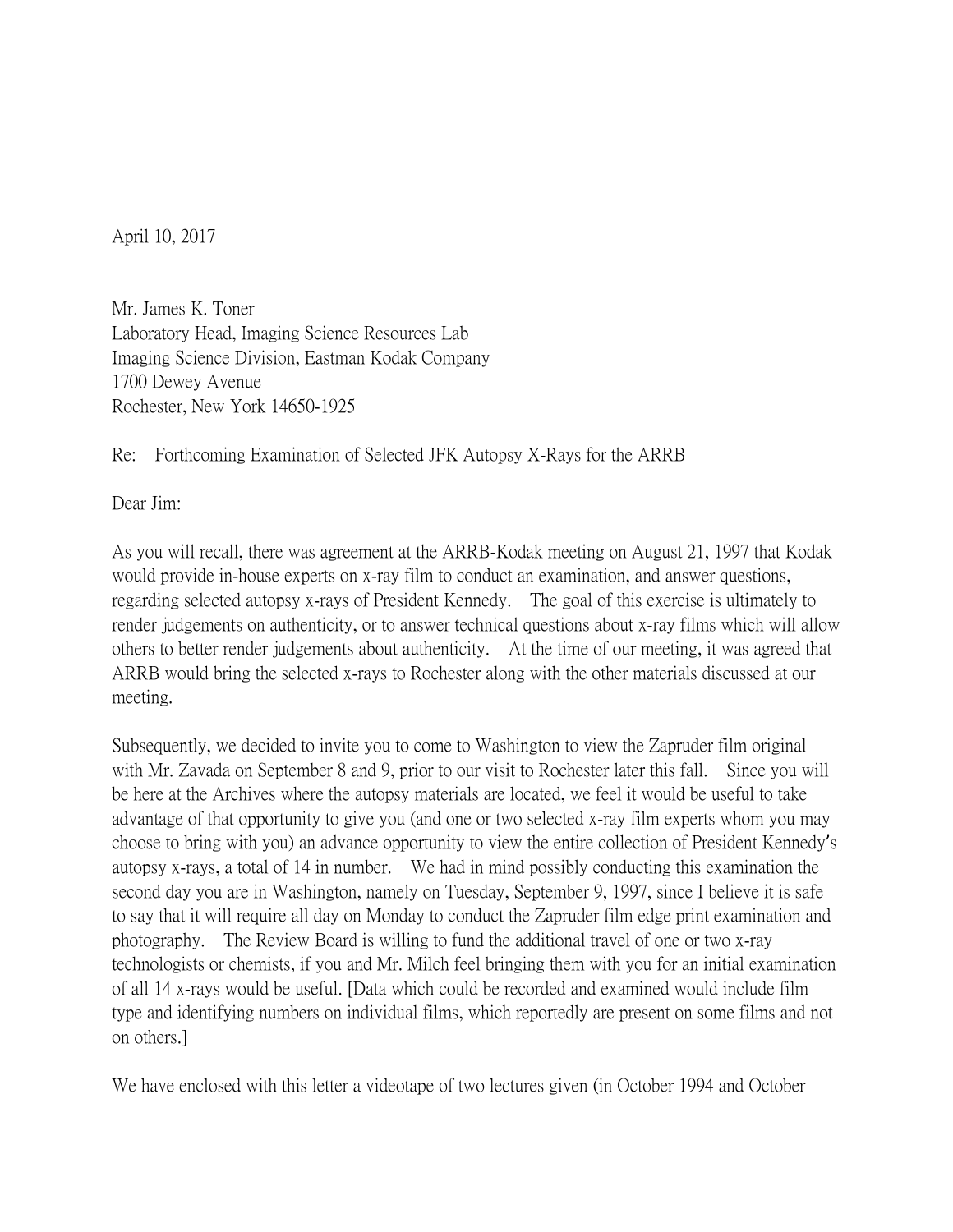April 10, 2017

Mr. James K. Toner
Laboratory Head, Imaging Science Resources Lab
Imaging Science Division, Eastman Kodak Company
1700 Dewey Avenue
Rochester, New York 14650-1925

Re: Forthcoming Examination of Selected JFK Autopsy X-Rays for the ARRB

Dear Jim:

As you will recall, there was agreement at the ARRB-Kodak meeting on August 21, 1997 that Kodak would provide in-house experts on x-ray film to conduct an examination, and answer questions, regarding selected autopsy x-rays of President Kennedy. The goal of this exercise is ultimately to render judgements on authenticity, or to answer technical questions about x-ray films which will allow others to better render judgements about authenticity. At the time of our meeting, it was agreed that ARRB would bring the selected x-rays to Rochester along with the other materials discussed at our meeting.

Subsequently, we decided to invite you to come to Washington to view the Zapruder film original with Mr. Zavada on September 8 and 9, prior to our visit to Rochester later this fall. Since you will be here at the Archives where the autopsy materials are located, we feel it would be useful to take advantage of that opportunity to give you (and one or two selected x-ray film experts whom you may choose to bring with you) an advance opportunity to view the entire collection of President Kennedy's autopsy x-rays, a total of 14 in number. We had in mind possibly conducting this examination the second day you are in Washington, namely on Tuesday, September 9, 1997, since I believe it is safe to say that it will require all day on Monday to conduct the Zapruder film edge print examination and photography. The Review Board is willing to fund the additional travel of one or two x-ray technologists or chemists, if you and Mr. Milch feel bringing them with you for an initial examination of all 14 x-rays would be useful. [Data which could be recorded and examined would include film type and identifying numbers on individual films, which reportedly are present on some films and not on others.]

We have enclosed with this letter a videotape of two lectures given (in October 1994 and October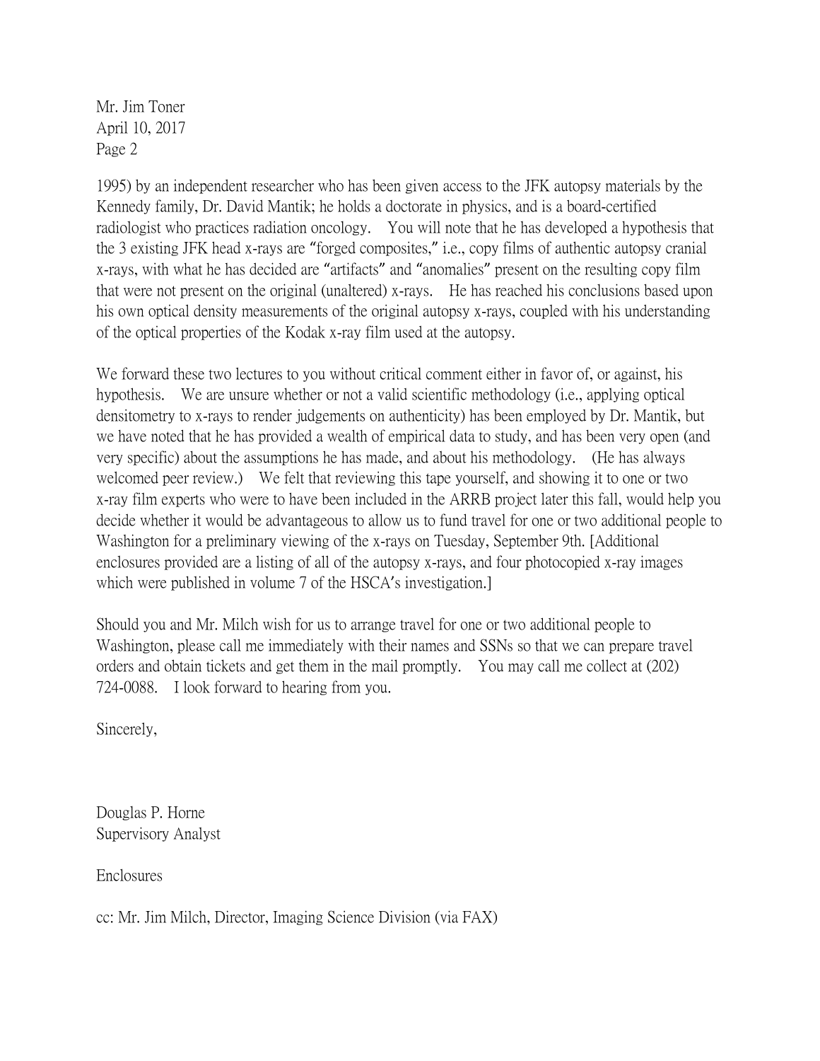1995) by an independent researcher who has been given access to the JFK autopsy materials by the Kennedy family, Dr. David Mantik; he holds a doctorate in physics, and is a board-certified radiologist who practices radiation oncology. You will note that he has developed a hypothesis that the 3 existing JFK head x-rays are "forged composites," i.e., copy films of authentic autopsy cranial x-rays, with what he has decided are "artifacts" and "anomalies" present on the resulting copy film that were not present on the original (unaltered) x-rays. He has reached his conclusions based upon his own optical density measurements of the original autopsy x-rays, coupled with his understanding of the optical properties of the Kodak x-ray film used at the autopsy.

We forward these two lectures to you without critical comment either in favor of, or against, his hypothesis. We are unsure whether or not a valid scientific methodology (i.e., applying optical densitometry to x-rays to render judgements on authenticity) has been employed by Dr. Mantik, but we have noted that he has provided a wealth of empirical data to study, and has been very open (and very specific) about the assumptions he has made, and about his methodology. (He has always welcomed peer review.) We felt that reviewing this tape yourself, and showing it to one or two x-ray film experts who were to have been included in the ARRB project later this fall, would help you decide whether it would be advantageous to allow us to fund travel for one or two additional people to Washington for a preliminary viewing of the x-rays on Tuesday, September 9th. [Additional enclosures provided are a listing of all of the autopsy x-rays, and four photocopied x-ray images which were published in volume 7 of the HSCA's investigation.]

Should you and Mr. Milch wish for us to arrange travel for one or two additional people to Washington, please call me immediately with their names and SSNs so that we can prepare travel orders and obtain tickets and get them in the mail promptly. You may call me collect at (202) 724-0088. I look forward to hearing from you.

Sincerely,

Douglas P. Horne
Supervisory Analyst

Enclosures

cc: Mr. Jim Milch, Director, Imaging Science Division (via FAX)